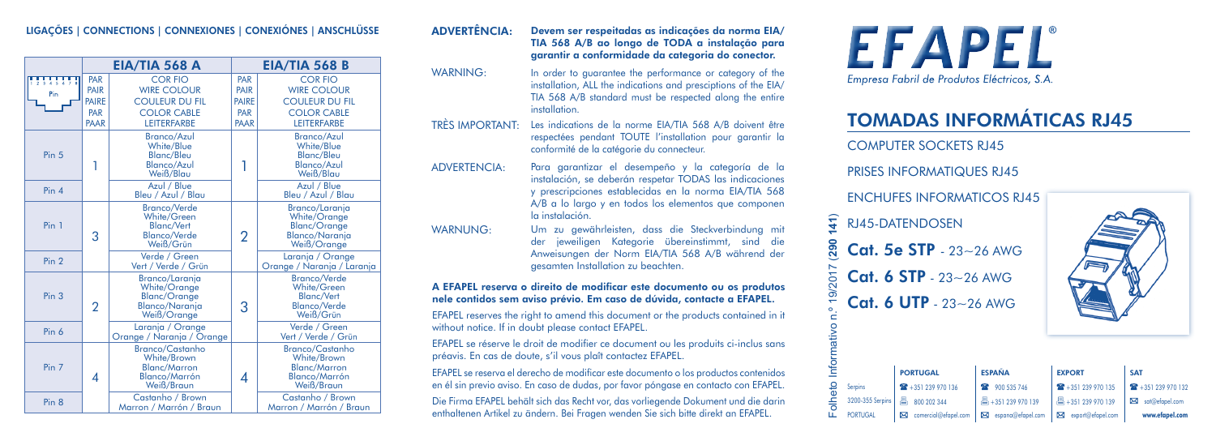## LIGAÇÕES | CONNECTIONS | CONNEXIONES | CONEXIÓNES | ANSCHLÜSSE

| | EIA/TIA 568 A | | EIA/TIA 568 B | |
|---|---|---|---|---|
| Pin | PAR PAIR PAIRE PAR PAAR | COR FIO WIRE COLOUR COULEUR DU FIL COLOR CABLE LEITERFARBE | PAR PAIR PAIRE PAR PAAR | COR FIO WIRE COLOUR COULEUR DU FIL COLOR CABLE LEITERFARBE |
| Pin 5 | 1 | Branco/Azul White/Blue Blanc/Bleu Blanco/Azul Weiß/Blau | 1 | Branco/Azul White/Blue Blanc/Bleu Blanco/Azul Weiß/Blau |
| Pin 4 | | Azul / Blue Bleu / Azul / Blau | | Azul / Blue Bleu / Azul / Blau |
| Pin 1 | 3 | Branco/Verde White/Green Blanc/Vert Blanco/Verde Weiß/Grün | 2 | Branco/Laranja White/Orange Blanc/Orange Blanco/Naranja Weiß/Orange |
| Pin 2 | | Verde / Green Vert / Verde / Grün | | Laranja / Orange Orange / Naranja / Laranja |
| Pin 3 | 2 | Branco/Laranja White/Orange Blanc/Orange Blanco/Naranja Weiß/Orange | 3 | Branco/Verde White/Green Blanc/Vert Blanco/Verde Weiß/Grün |
| Pin 6 | | Laranja / Orange Orange / Naranja / Orange | | Verde / Green Vert / Verde / Grün |
| Pin 7 | 4 | Branco/Castanho White/Brown Blanc/Marron Blanco/Marrón Weiß/Braun | 4 | Branco/Castanho White/Brown Blanc/Marron Blanco/Marrón Weiß/Braun |
| Pin 8 | | Castanho / Brown Marron / Marrón / Braun | | Castanho / Brown Marron / Marrón / Braun |

**ADVERTÊNCIA:** **Devem ser respeitadas as indicações da norma EIA/ TIA 568 A/B ao longo de TODA a instalação para garantir a conformidade da categoria do conector.**

WARNING: In order to guarantee the performance or category of the installation, ALL the indications and presciptions of the EIA/ TIA 568 A/B standard must be respected along the entire installation.

TRÈS IMPORTANT: Les indications de la norme EIA/TIA 568 A/B doivent être respectées pendant TOUTE l'installation pour garantir la conformité de la catégorie du connecteur.

ADVERTENCIA: Para garantizar el desempeño y la categoría de la instalación, se deberán respetar TODAS las indicaciones y prescripciones establecidas en la norma EIA/TIA 568 A/B a lo largo y en todos los elementos que componen la instalación.

WARNUNG: Um zu gewährleisten, dass die Steckverbindung mit der jeweiligen Kategorie übereinstimmt, sind die Anweisungen der Norm EIA/TIA 568 A/B während der gesamten Installation zu beachten.

**A EFAPEL reserva o direito de modificar este documento ou os produtos nele contidos sem aviso prévio. Em caso de dúvida, contacte a EFAPEL.**

EFAPEL reserves the right to amend this document or the products contained in it without notice. If in doubt please contact EFAPEL.

EFAPEL se réserve le droit de modifier ce document ou les produits ci-inclus sans préavis. En cas de doute, s'il vous plaît contactez EFAPEL.

EFAPEL se reserva el derecho de modificar este documento o los productos contenidos en él sin previo aviso. En caso de dudas, por favor póngase en contacto con EFAPEL.

Die Firma EFAPEL behält sich das Recht vor, das vorliegende Dokument und die darin enthaltenen Artikel zu ändern. Bei Fragen wenden Sie sich bitte direkt an EFAPEL.

# EFAPEL®

*Empresa Fabril de Produtos Eléctricos, S.A.*

## TOMADAS INFORMÁTICAS RJ45

COMPUTER SOCKETS RJ45

PRISES INFORMATIQUES RJ45

ENCHUFES INFORMATICOS RJ45

RJ45-DATENDOSEN

**Cat. 5e STP** - 23~26 AWG

**Cat. 6 STP** - 23~26 AWG

**Cat. 6 UTP** - 23~26 AWG

Folheto Informativo n.º 19/2017 (290 141)

| | PORTUGAL | ESPAÑA | EXPORT | SAT |
|---|---|---|---|---|
| Serpins | +351 239 970 136 | 900 535 746 | +351 239 970 135 | +351 239 970 132 |
| 3200-355 Serpins | 800 202 344 | +351 239 970 139 | +351 239 970 139 | sat@efapel.com |
| PORTUGAL | comercial@efapel.com | espana@efapel.com | export@efapel.com | www.efapel.com |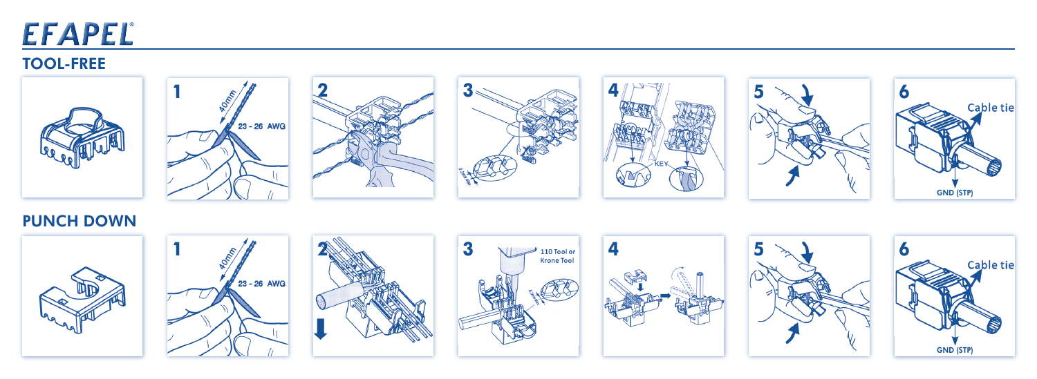EFAPEL®

## TOOL-FREE

1

40mm

23 - 26 AWG

2

3

4

KEY

5

6

Cable tie

GND (STP)

## PUNCH DOWN

1

40mm

23 - 26 AWG

2

3

110 Tool or Krone Tool

4

5

6

Cable tie

GND (STP)